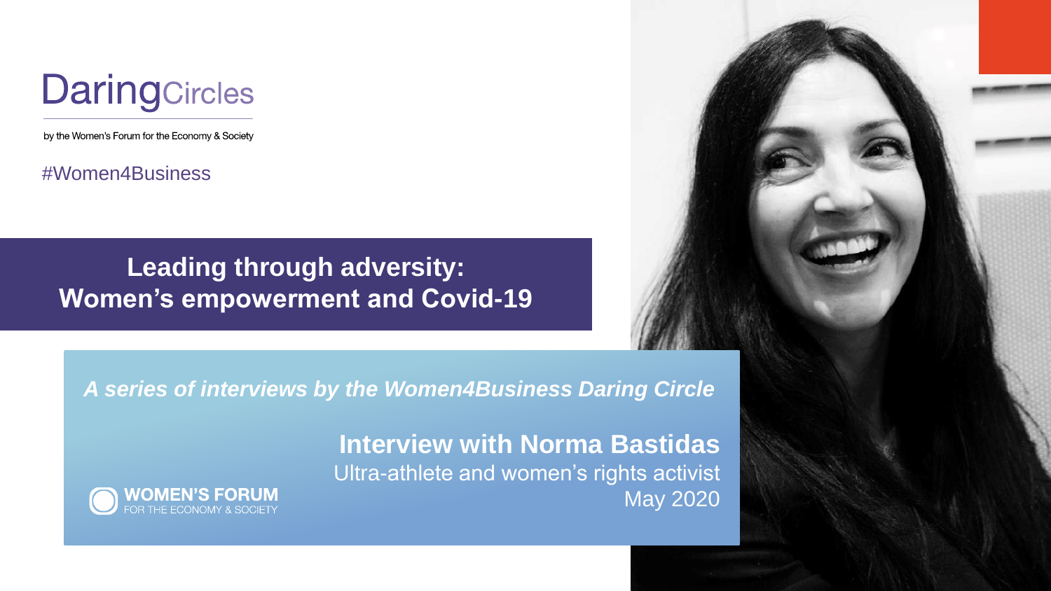# DaringCircles

by the Women's Forum for the Economy & Society

#Women4Business

## Leading through adversity: Women's empowerment and Covid-19

*A series of interviews by the Women4Business Daring Circle*

**Interview with Norma Bastidas**

Ultra-athlete and women's rights activist

May 2020

WOMEN'S FORUM FOR THE ECONOMY & SOCIETY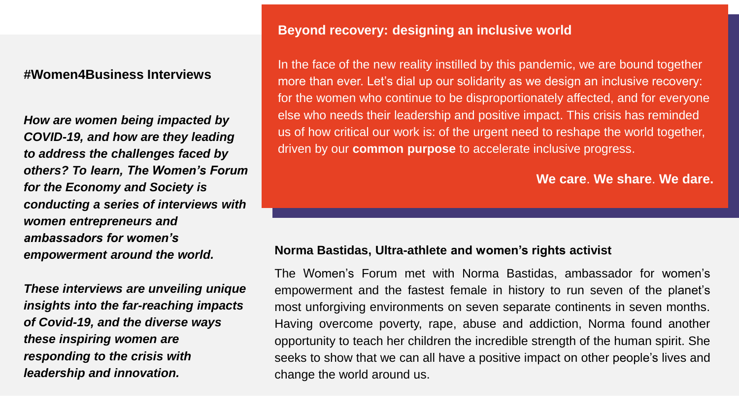### #Women4Business Interviews

***How are women being impacted by COVID-19, and how are they leading to address the challenges faced by others? To learn, The Women's Forum for the Economy and Society is conducting a series of interviews with women entrepreneurs and ambassadors for women's empowerment around the world.***

***These interviews are unveiling unique insights into the far-reaching impacts of Covid-19, and the diverse ways these inspiring women are responding to the crisis with leadership and innovation.***

### Beyond recovery: designing an inclusive world

In the face of the new reality instilled by this pandemic, we are bound together more than ever. Let's dial up our solidarity as we design an inclusive recovery: for the women who continue to be disproportionately affected, and for everyone else who needs their leadership and positive impact. This crisis has reminded us of how critical our work is: of the urgent need to reshape the world together, driven by our **common purpose** to accelerate inclusive progress.

**We care**. **We share**. **We dare.**

### Norma Bastidas, Ultra-athlete and women's rights activist

The Women's Forum met with Norma Bastidas, ambassador for women's empowerment and the fastest female in history to run seven of the planet's most unforgiving environments on seven separate continents in seven months. Having overcome poverty, rape, abuse and addiction, Norma found another opportunity to teach her children the incredible strength of the human spirit. She seeks to show that we can all have a positive impact on other people's lives and change the world around us.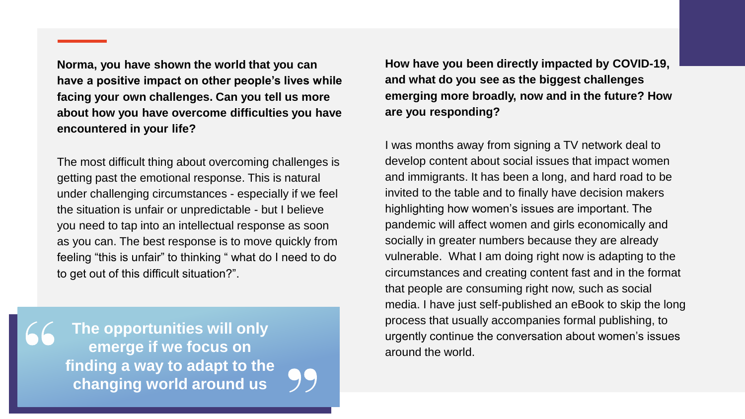**Norma, you have shown the world that you can have a positive impact on other people's lives while facing your own challenges. Can you tell us more about how you have overcome difficulties you have encountered in your life?**

The most difficult thing about overcoming challenges is getting past the emotional response. This is natural under challenging circumstances - especially if we feel the situation is unfair or unpredictable - but I believe you need to tap into an intellectual response as soon as you can. The best response is to move quickly from feeling "this is unfair" to thinking " what do I need to do to get out of this difficult situation?".

> **"The opportunities will only emerge if we focus on finding a way to adapt to the changing world around us"**

**How have you been directly impacted by COVID-19, and what do you see as the biggest challenges emerging more broadly, now and in the future? How are you responding?**

I was months away from signing a TV network deal to develop content about social issues that impact women and immigrants. It has been a long, and hard road to be invited to the table and to finally have decision makers highlighting how women's issues are important. The pandemic will affect women and girls economically and socially in greater numbers because they are already vulnerable. What I am doing right now is adapting to the circumstances and creating content fast and in the format that people are consuming right now, such as social media. I have just self-published an eBook to skip the long process that usually accompanies formal publishing, to urgently continue the conversation about women's issues around the world.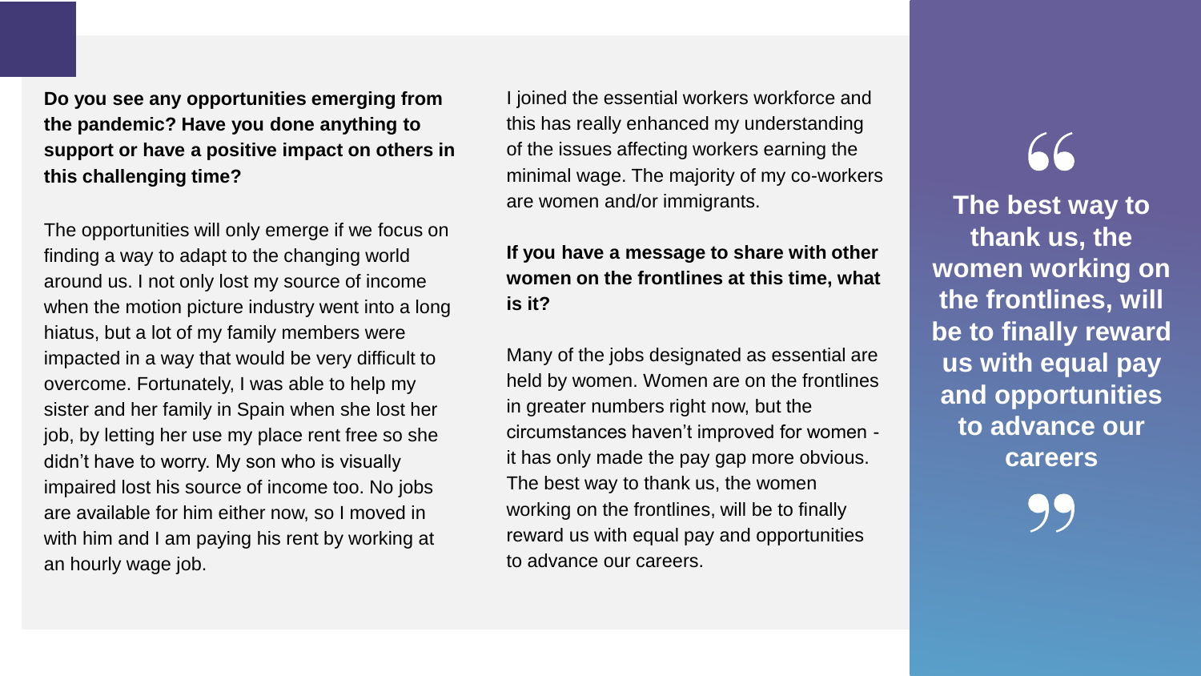**Do you see any opportunities emerging from the pandemic? Have you done anything to support or have a positive impact on others in this challenging time?**

The opportunities will only emerge if we focus on finding a way to adapt to the changing world around us. I not only lost my source of income when the motion picture industry went into a long hiatus, but a lot of my family members were impacted in a way that would be very difficult to overcome. Fortunately, I was able to help my sister and her family in Spain when she lost her job, by letting her use my place rent free so she didn't have to worry. My son who is visually impaired lost his source of income too. No jobs are available for him either now, so I moved in with him and I am paying his rent by working at an hourly wage job.

I joined the essential workers workforce and this has really enhanced my understanding of the issues affecting workers earning the minimal wage. The majority of my co-workers are women and/or immigrants.

**If you have a message to share with other women on the frontlines at this time, what is it?**

Many of the jobs designated as essential are held by women. Women are on the frontlines in greater numbers right now, but the circumstances haven't improved for women - it has only made the pay gap more obvious. The best way to thank us, the women working on the frontlines, will be to finally reward us with equal pay and opportunities to advance our careers.

> **"The best way to thank us, the women working on the frontlines, will be to finally reward us with equal pay and opportunities to advance our careers"**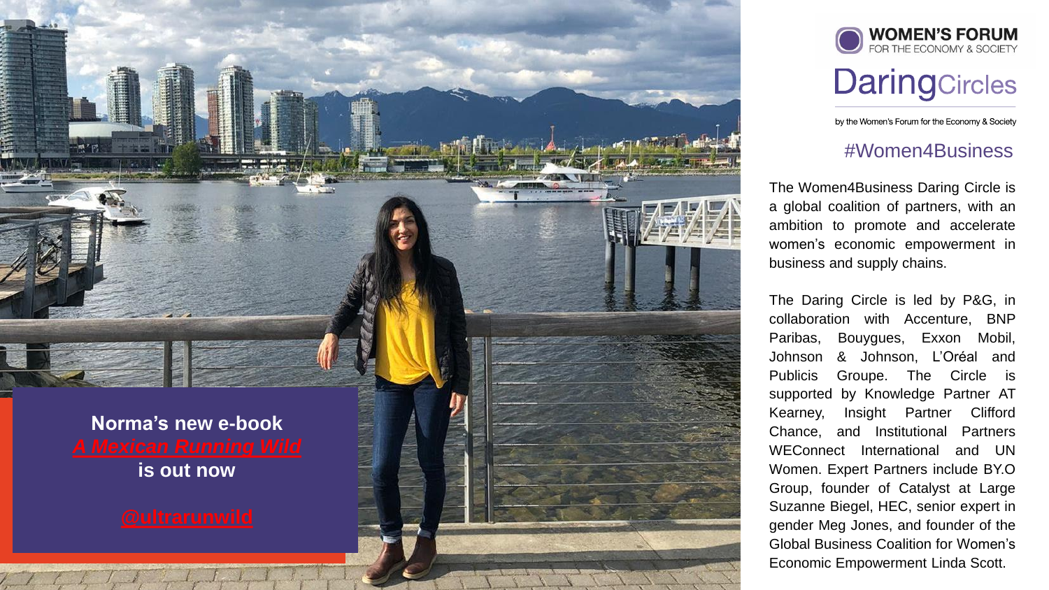Norma's new e-book

*A Mexican Running Wild*

is out now

@ultrarunwild

WOMEN'S FORUM
FOR THE ECONOMY & SOCIETY

# DaringCircles

by the Women's Forum for the Economy & Society

## #Women4Business

The Women4Business Daring Circle is a global coalition of partners, with an ambition to promote and accelerate women's economic empowerment in business and supply chains.

The Daring Circle is led by P&G, in collaboration with Accenture, BNP Paribas, Bouygues, Exxon Mobil, Johnson & Johnson, L'Oréal and Publicis Groupe. The Circle is supported by Knowledge Partner AT Kearney, Insight Partner Clifford Chance, and Institutional Partners WEConnect International and UN Women. Expert Partners include BY.O Group, founder of Catalyst at Large Suzanne Biegel, HEC, senior expert in gender Meg Jones, and founder of the Global Business Coalition for Women's Economic Empowerment Linda Scott.